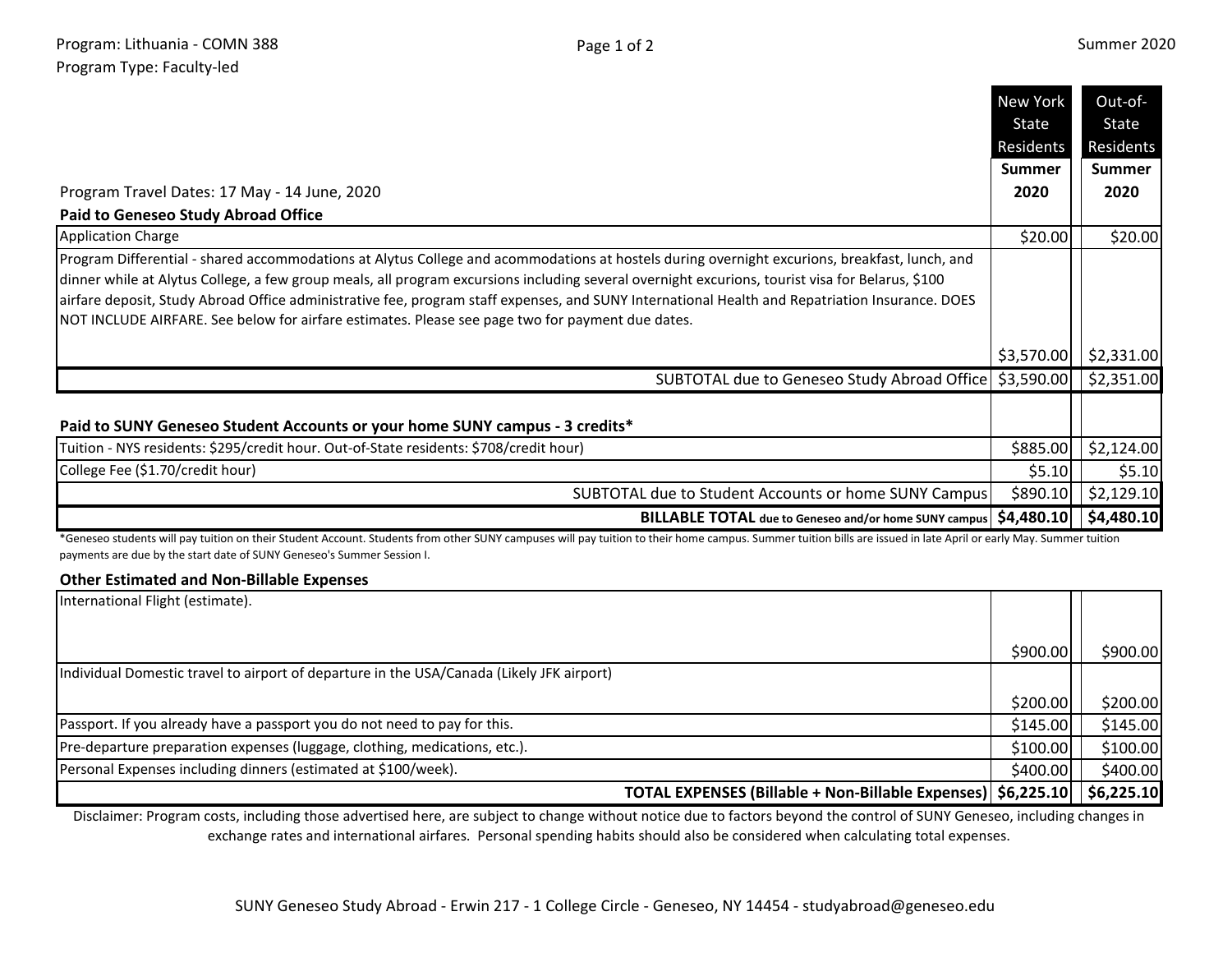Program: Lithuania - COMN 388
Program Type: Faculty-led

Summer 2020

| | New York State Residents Summer 2020 | Out-of-State Residents Summer 2020 |
|---|---|---|
| Program Travel Dates: 17 May - 14 June, 2020 | | |
| **Paid to Geneseo Study Abroad Office** | | |
| Application Charge | $20.00 | $20.00 |
| Program Differential - shared accommodations at Alytus College and acommodations at hostels during overnight excurions, breakfast, lunch, and dinner while at Alytus College, a few group meals, all program excursions including several overnight excurions, tourist visa for Belarus, $100 airfare deposit, Study Abroad Office administrative fee, program staff expenses, and SUNY International Health and Repatriation Insurance. DOES NOT INCLUDE AIRFARE. See below for airfare estimates. Please see page two for payment due dates. | $3,570.00 | $2,331.00 |
| SUBTOTAL due to Geneseo Study Abroad Office | $3,590.00 | $2,351.00 |
| **Paid to SUNY Geneseo Student Accounts or your home SUNY campus - 3 credits*** | | |
| Tuition - NYS residents: $295/credit hour. Out-of-State residents: $708/credit hour) | $885.00 | $2,124.00 |
| College Fee ($1.70/credit hour) | $5.10 | $5.10 |
| SUBTOTAL due to Student Accounts or home SUNY Campus | $890.10 | $2,129.10 |
| **BILLABLE TOTAL** **due to Geneseo and/or home SUNY campus** | **$4,480.10** | **$4,480.10** |

*Geneseo students will pay tuition on their Student Account. Students from other SUNY campuses will pay tuition to their home campus. Summer tuition bills are issued in late April or early May. Summer tuition payments are due by the start date of SUNY Geneseo's Summer Session I.

**Other Estimated and Non-Billable Expenses**

| | New York State Residents | Out-of-State Residents |
|---|---|---|
| International Flight (estimate). | $900.00 | $900.00 |
| Individual Domestic travel to airport of departure in the USA/Canada (Likely JFK airport) | $200.00 | $200.00 |
| Passport. If you already have a passport you do not need to pay for this. | $145.00 | $145.00 |
| Pre-departure preparation expenses (luggage, clothing, medications, etc.). | $100.00 | $100.00 |
| Personal Expenses including dinners (estimated at $100/week). | $400.00 | $400.00 |
| **TOTAL EXPENSES (Billable + Non-Billable Expenses)** | **$6,225.10** | **$6,225.10** |

Disclaimer: Program costs, including those advertised here, are subject to change without notice due to factors beyond the control of SUNY Geneseo, including changes in exchange rates and international airfares. Personal spending habits should also be considered when calculating total expenses.

SUNY Geneseo Study Abroad - Erwin 217 - 1 College Circle - Geneseo, NY 14454 - studyabroad@geneseo.edu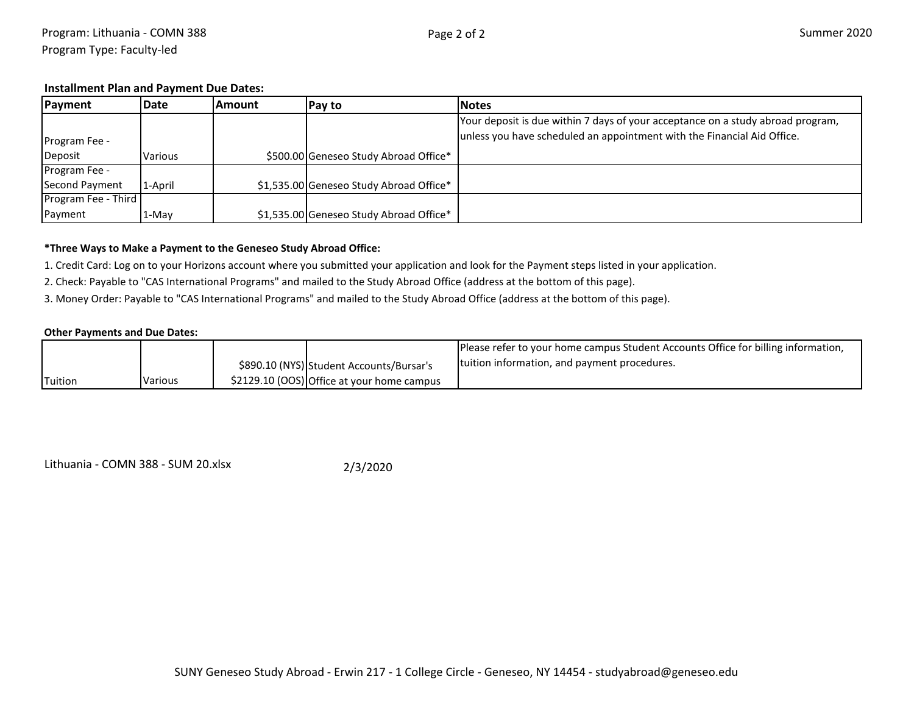**Installment Plan and Payment Due Dates:**

| Payment | Date | Amount | Pay to | Notes |
|---|---|---|---|---|
| Program Fee - Deposit | Various | $500.00 | Geneseo Study Abroad Office* | Your deposit is due within 7 days of your acceptance on a study abroad program, unless you have scheduled an appointment with the Financial Aid Office. |
| Program Fee - Second Payment | 1-April | $1,535.00 | Geneseo Study Abroad Office* | |
| Program Fee - Third Payment | 1-May | $1,535.00 | Geneseo Study Abroad Office* | |

**\*Three Ways to Make a Payment to the Geneseo Study Abroad Office:**

1. Credit Card: Log on to your Horizons account where you submitted your application and look for the Payment steps listed in your application.
2. Check: Payable to "CAS International Programs" and mailed to the Study Abroad Office (address at the bottom of this page).
3. Money Order: Payable to "CAS International Programs" and mailed to the Study Abroad Office (address at the bottom of this page).

**Other Payments and Due Dates:**

| | | | | |
|---|---|---|---|---|
| Tuition | Various | $890.10 (NYS) $2129.10 (OOS) | Student Accounts/Bursar's Office at your home campus | Please refer to your home campus Student Accounts Office for billing information, tuition information, and payment procedures. |

Lithuania - COMN 388 - SUM 20.xlsx 2/3/2020

SUNY Geneseo Study Abroad - Erwin 217 - 1 College Circle - Geneseo, NY 14454 - studyabroad@geneseo.edu